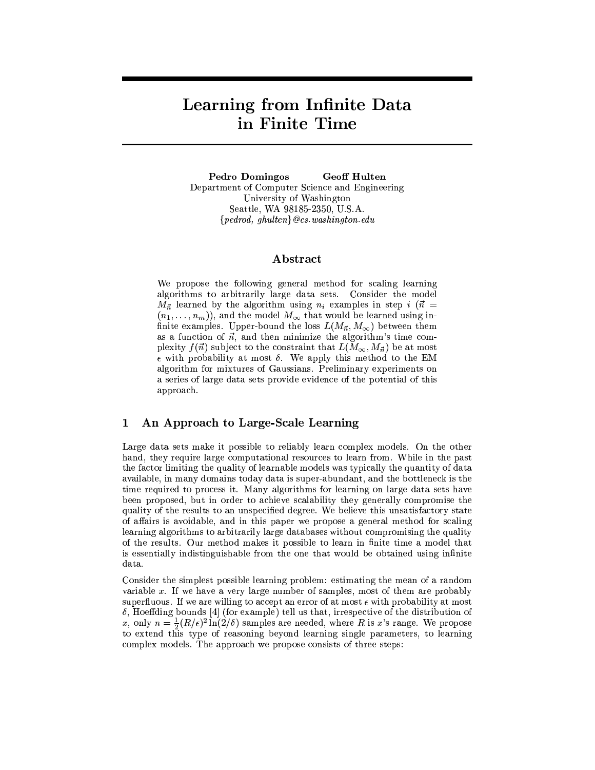# Learning from Infinite Data in Finite Time

**Pedro Domingos** **Geoff Hulten**
Department of Computer Science and Engineering
University of Washington
Seattle, WA 98185-2350, U.S.A.
*{pedrod, ghulten}@cs.washington.edu*

## Abstract

We propose the following general method for scaling learning algorithms to arbitrarily large data sets. Consider the model $M_{\vec{n}}$ learned by the algorithm using $n_i$ examples in step $i$ ($\vec{n} = (n_1, \ldots, n_m)$), and the model $M_\infty$ that would be learned using infinite examples. Upper-bound the loss $L(M_{\vec{n}}, M_\infty)$ between them as a function of $\vec{n}$, and then minimize the algorithm's time complexity $f(\vec{n})$ subject to the constraint that $L(M_\infty, M_{\vec{n}})$ be at most $\epsilon$ with probability at most $\delta$. We apply this method to the EM algorithm for mixtures of Gaussians. Preliminary experiments on a series of large data sets provide evidence of the potential of this approach.

## 1 An Approach to Large-Scale Learning

Large data sets make it possible to reliably learn complex models. On the other hand, they require large computational resources to learn from. While in the past the factor limiting the quality of learnable models was typically the quantity of data available, in many domains today data is super-abundant, and the bottleneck is the time required to process it. Many algorithms for learning on large data sets have been proposed, but in order to achieve scalability they generally compromise the quality of the results to an unspecified degree. We believe this unsatisfactory state of affairs is avoidable, and in this paper we propose a general method for scaling learning algorithms to arbitrarily large databases without compromising the quality of the results. Our method makes it possible to learn in finite time a model that is essentially indistinguishable from the one that would be obtained using infinite data.

Consider the simplest possible learning problem: estimating the mean of a random variable $x$. If we have a very large number of samples, most of them are probably superfluous. If we are willing to accept an error of at most $\epsilon$ with probability at most $\delta$, Hoeffding bounds [4] (for example) tell us that, irrespective of the distribution of $x$, only $n = \frac{1}{2}(R/\epsilon)^2 \ln(2/\delta)$ samples are needed, where $R$ is $x$'s range. We propose to extend this type of reasoning beyond learning single parameters, to learning complex models. The approach we propose consists of three steps: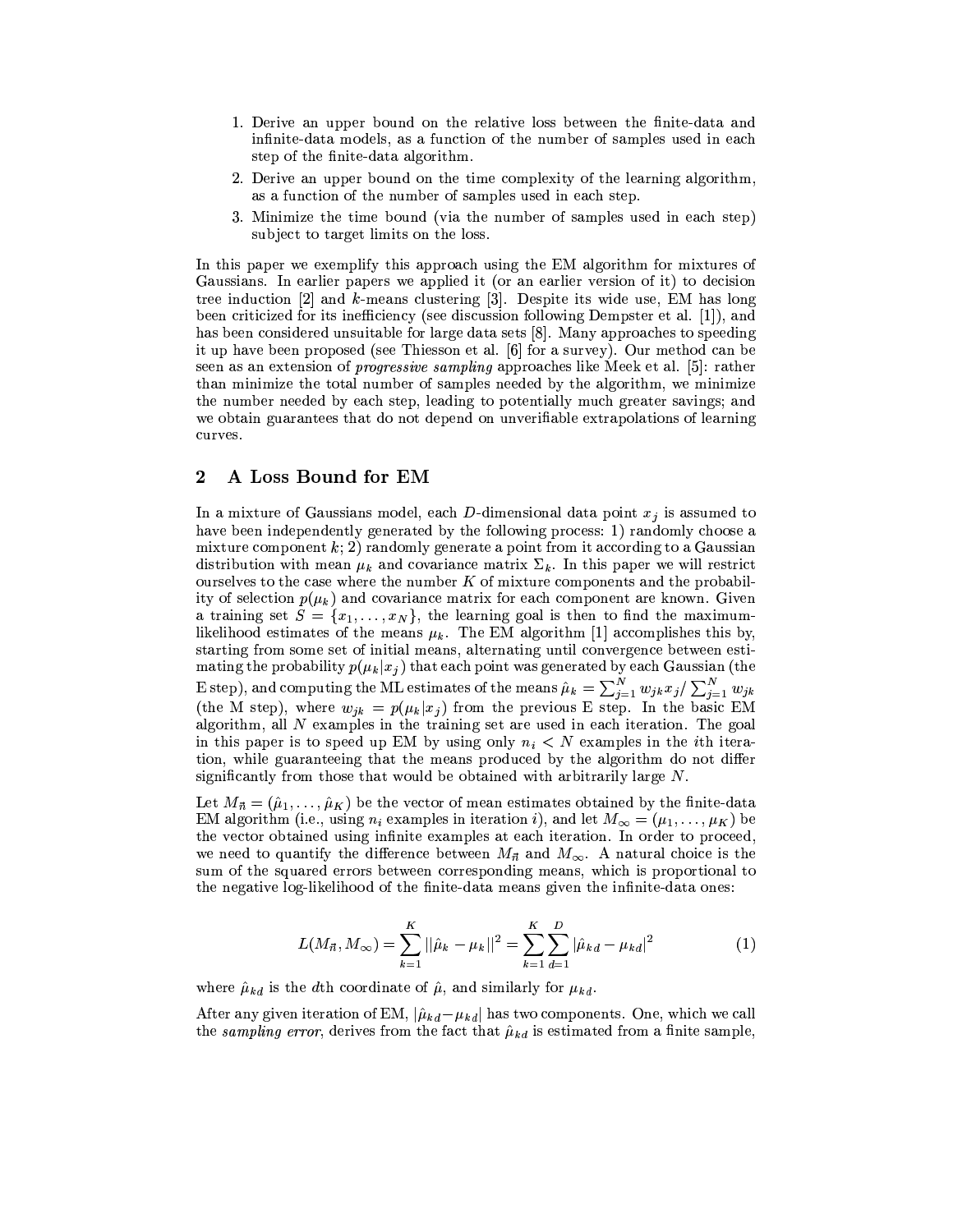1. Derive an upper bound on the relative loss between the finite-data and infinite-data models, as a function of the number of samples used in each step of the finite-data algorithm.
2. Derive an upper bound on the time complexity of the learning algorithm, as a function of the number of samples used in each step.
3. Minimize the time bound (via the number of samples used in each step) subject to target limits on the loss.

In this paper we exemplify this approach using the EM algorithm for mixtures of Gaussians. In earlier papers we applied it (or an earlier version of it) to decision tree induction [2] and $k$-means clustering [3]. Despite its wide use, EM has long been criticized for its inefficiency (see discussion following Dempster et al. [1]), and has been considered unsuitable for large data sets [8]. Many approaches to speeding it up have been proposed (see Thiesson et al. [6] for a survey). Our method can be seen as an extension of *progressive sampling* approaches like Meek et al. [5]: rather than minimize the total number of samples needed by the algorithm, we minimize the number needed by each step, leading to potentially much greater savings; and we obtain guarantees that do not depend on unverifiable extrapolations of learning curves.

## 2 A Loss Bound for EM

In a mixture of Gaussians model, each $D$-dimensional data point $x_j$ is assumed to have been independently generated by the following process: 1) randomly choose a mixture component $k$; 2) randomly generate a point from it according to a Gaussian distribution with mean $\mu_k$ and covariance matrix $\Sigma_k$. In this paper we will restrict ourselves to the case where the number $K$ of mixture components and the probability of selection $p(\mu_k)$ and covariance matrix for each component are known. Given a training set $S = \{x_1, \ldots, x_N\}$, the learning goal is then to find the maximum-likelihood estimates of the means $\mu_k$. The EM algorithm [1] accomplishes this by, starting from some set of initial means, alternating until convergence between estimating the probability $p(\mu_k|x_j)$ that each point was generated by each Gaussian (the E step), and computing the ML estimates of the means $\hat{\mu}_k = \sum_{j=1}^{N} w_{jk} x_j / \sum_{j=1}^{N} w_{jk}$ (the M step), where $w_{jk} = p(\mu_k|x_j)$ from the previous E step. In the basic EM algorithm, all $N$ examples in the training set are used in each iteration. The goal in this paper is to speed up EM by using only $n_i < N$ examples in the $i$th iteration, while guaranteeing that the means produced by the algorithm do not differ significantly from those that would be obtained with arbitrarily large $N$.

Let $M_{\vec{n}} = (\hat{\mu}_1, \ldots, \hat{\mu}_K)$ be the vector of mean estimates obtained by the finite-data EM algorithm (i.e., using $n_i$ examples in iteration $i$), and let $M_\infty = (\mu_1, \ldots, \mu_K)$ be the vector obtained using infinite examples at each iteration. In order to proceed, we need to quantify the difference between $M_{\vec{n}}$ and $M_\infty$. A natural choice is the sum of the squared errors between corresponding means, which is proportional to the negative log-likelihood of the finite-data means given the infinite-data ones:

$$L(M_{\vec{n}}, M_\infty) = \sum_{k=1}^{K} ||\hat{\mu}_k - \mu_k||^2 = \sum_{k=1}^{K} \sum_{d=1}^{D} |\hat{\mu}_{kd} - \mu_{kd}|^2 \tag{1}$$

where $\hat{\mu}_{kd}$ is the $d$th coordinate of $\hat{\mu}$, and similarly for $\mu_{kd}$.

After any given iteration of EM, $|\hat{\mu}_{kd} - \mu_{kd}|$ has two components. One, which we call the *sampling error*, derives from the fact that $\hat{\mu}_{kd}$ is estimated from a finite sample,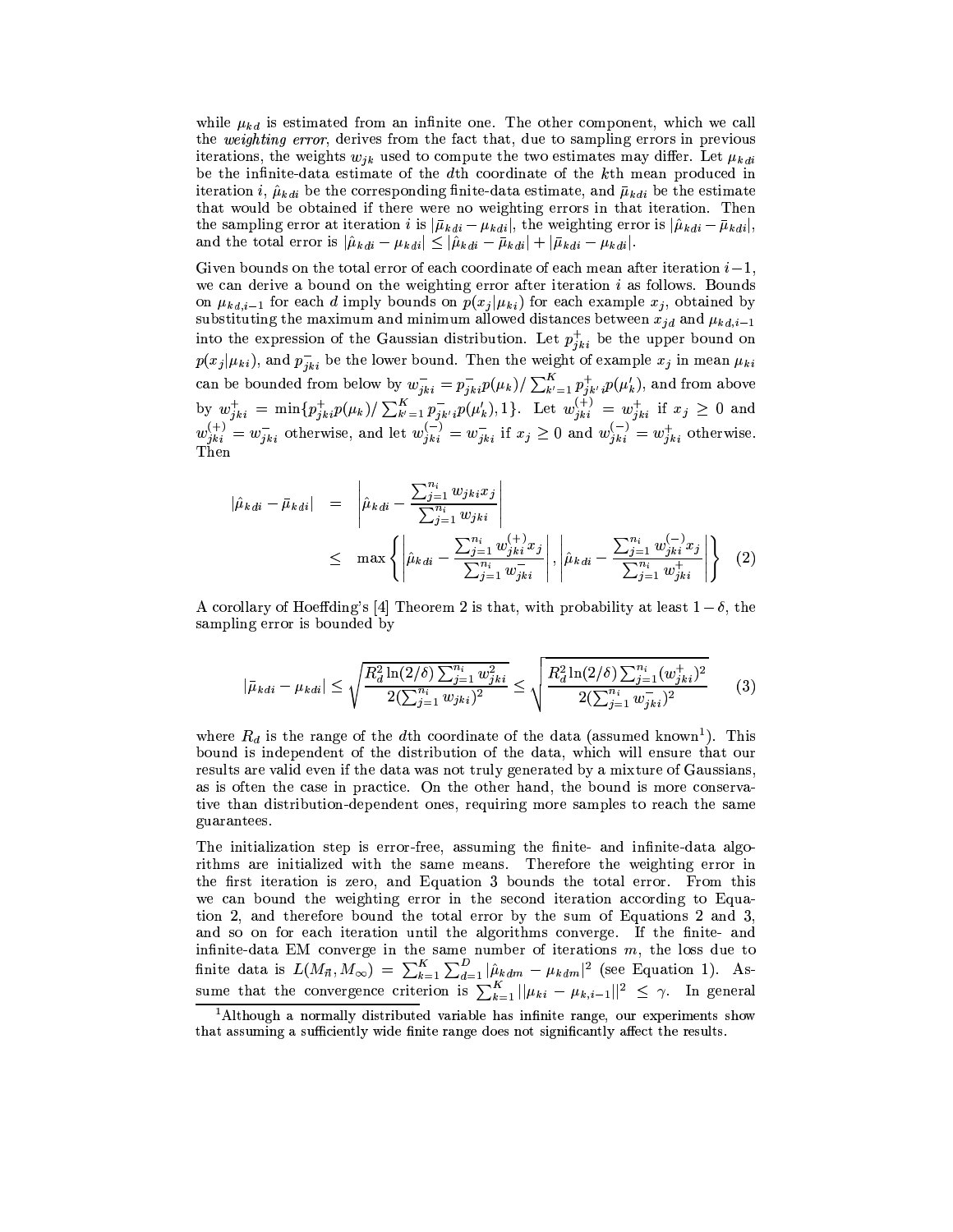while $\mu_{kd}$ is estimated from an infinite one. The other component, which we call the *weighting error*, derives from the fact that, due to sampling errors in previous iterations, the weights $w_{jk}$ used to compute the two estimates may differ. Let $\mu_{kdi}$ be the infinite-data estimate of the $d$th coordinate of the $k$th mean produced in iteration $i$, $\hat{\mu}_{kdi}$ be the corresponding finite-data estimate, and $\bar{\mu}_{kdi}$ be the estimate that would be obtained if there were no weighting errors in that iteration. Then the sampling error at iteration $i$ is $|\bar{\mu}_{kdi} - \mu_{kdi}|$, the weighting error is $|\hat{\mu}_{kdi} - \bar{\mu}_{kdi}|$, and the total error is $|\hat{\mu}_{kdi} - \mu_{kdi}| \leq |\hat{\mu}_{kdi} - \bar{\mu}_{kdi}| + |\bar{\mu}_{kdi} - \mu_{kdi}|$.

Given bounds on the total error of each coordinate of each mean after iteration $i-1$, we can derive a bound on the weighting error after iteration $i$ as follows. Bounds on $\mu_{kd,i-1}$ for each $d$ imply bounds on $p(x_j|\mu_{ki})$ for each example $x_j$, obtained by substituting the maximum and minimum allowed distances between $x_{jd}$ and $\mu_{kd,i-1}$ into the expression of the Gaussian distribution. Let $p^+_{jki}$ be the upper bound on $p(x_j|\mu_{ki})$, and $p^-_{jki}$ be the lower bound. Then the weight of example $x_j$ in mean $\mu_{ki}$ can be bounded from below by $w^-_{jki} = p^-_{jki}p(\mu_k)/\sum_{k'=1}^{K} p^+_{jk'i}p(\mu'_k)$, and from above by $w^+_{jki} = \min\{p^+_{jki}p(\mu_k)/\sum_{k'=1}^{K} p^-_{jk'i}p(\mu'_k), 1\}$. Let $w^{(+)}_{jki} = w^+_{jki}$ if $x_j \geq 0$ and $w^{(+)}_{jki} = w^-_{jki}$ otherwise, and let $w^{(-)}_{jki} = w^-_{jki}$ if $x_j \geq 0$ and $w^{(-)}_{jki} = w^+_{jki}$ otherwise. Then

$$
\begin{aligned}
|\hat{\mu}_{kdi} - \bar{\mu}_{kdi}| &= \left| \hat{\mu}_{kdi} - \frac{\sum_{j=1}^{n_i} w_{jki} x_j}{\sum_{j=1}^{n_i} w_{jki}} \right| \\
&\leq \max \left\{ \left| \hat{\mu}_{kdi} - \frac{\sum_{j=1}^{n_i} w^{(+)}_{jki} x_j}{\sum_{j=1}^{n_i} w^-_{jki}} \right|, \left| \hat{\mu}_{kdi} - \frac{\sum_{j=1}^{n_i} w^{(-)}_{jki} x_j}{\sum_{j=1}^{n_i} w^+_{jki}} \right| \right\} \quad (2)
\end{aligned}
$$

A corollary of Hoeffding's [4] Theorem 2 is that, with probability at least $1-\delta$, the sampling error is bounded by

$$
|\bar{\mu}_{kdi} - \mu_{kdi}| \leq \sqrt{\frac{R_d^2 \ln(2/\delta) \sum_{j=1}^{n_i} w^2_{jki}}{2(\sum_{j=1}^{n_i} w_{jki})^2}} \leq \sqrt{\frac{R_d^2 \ln(2/\delta) \sum_{j=1}^{n_i} (w^+_{jki})^2}{2(\sum_{j=1}^{n_i} w^-_{jki})^2}} \quad (3)
$$

where $R_d$ is the range of the $d$th coordinate of the data (assumed known[1]). This bound is independent of the distribution of the data, which will ensure that our results are valid even if the data was not truly generated by a mixture of Gaussians, as is often the case in practice. On the other hand, the bound is more conservative than distribution-dependent ones, requiring more samples to reach the same guarantees.

The initialization step is error-free, assuming the finite- and infinite-data algorithms are initialized with the same means. Therefore the weighting error in the first iteration is zero, and Equation 3 bounds the total error. From this we can bound the weighting error in the second iteration according to Equation 2, and therefore bound the total error by the sum of Equations 2 and 3, and so on for each iteration until the algorithms converge. If the finite- and infinite-data EM converge in the same number of iterations $m$, the loss due to finite data is $L(M_{\vec{n}}, M_\infty) = \sum_{k=1}^{K} \sum_{d=1}^{D} |\hat{\mu}_{kdm} - \mu_{kdm}|^2$ (see Equation 1). Assume that the convergence criterion is $\sum_{k=1}^{K} ||\mu_{ki} - \mu_{k,i-1}||^2 \leq \gamma$. In general

[1] Although a normally distributed variable has infinite range, our experiments show that assuming a sufficiently wide finite range does not significantly affect the results.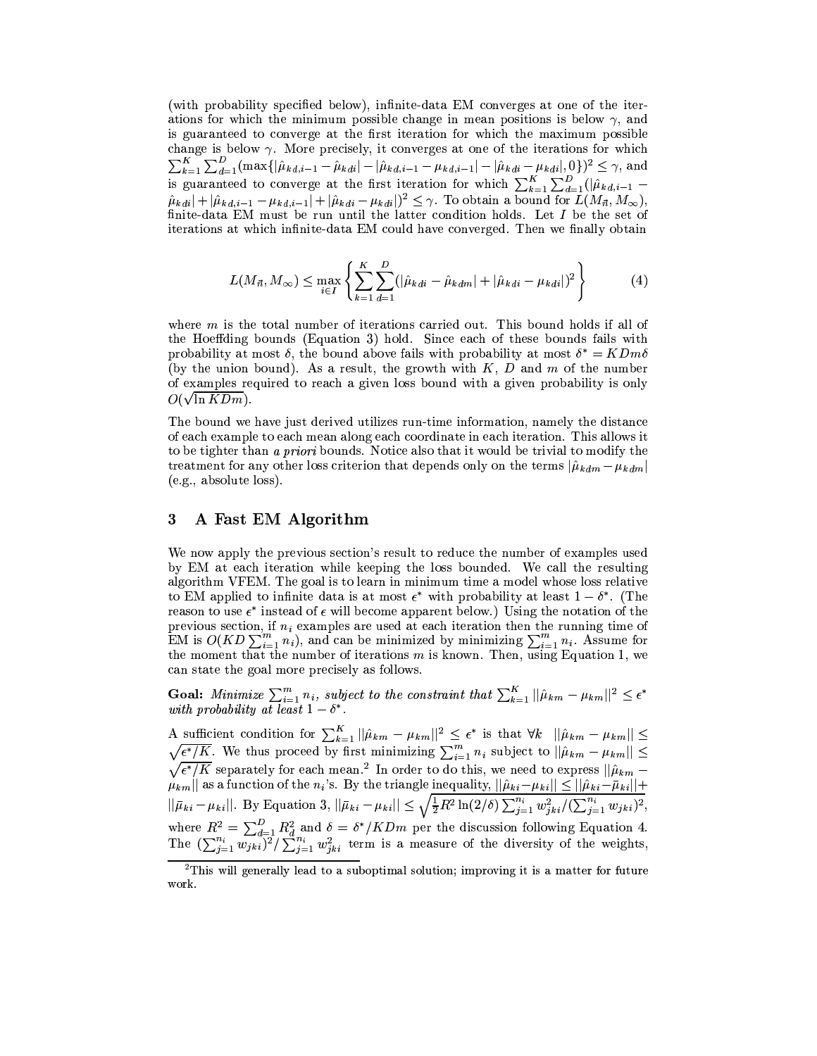(with probability specified below), infinite-data EM converges at one of the iterations for which the minimum possible change in mean positions is below $\gamma$, and is guaranteed to converge at the first iteration for which the maximum possible change is below $\gamma$. More precisely, it converges at one of the iterations for which $\sum_{k=1}^{K}\sum_{d=1}^{D}(\max\{|\hat{\mu}_{kd,i-1} - \hat{\mu}_{kdi}| - |\hat{\mu}_{kd,i-1} - \mu_{kd,i-1}| - |\hat{\mu}_{kdi} - \mu_{kdi}|, 0\})^2 \leq \gamma$, and is guaranteed to converge at the first iteration for which $\sum_{k=1}^{K}\sum_{d=1}^{D}(|\hat{\mu}_{kd,i-1} - \hat{\mu}_{kdi}| + |\hat{\mu}_{kd,i-1} - \mu_{kd,i-1}| + |\hat{\mu}_{kdi} - \mu_{kdi}|)^2 \leq \gamma$. To obtain a bound for $L(M_{\vec{n}}, M_\infty)$, finite-data EM must be run until the latter condition holds. Let $I$ be the set of iterations at which infinite-data EM could have converged. Then we finally obtain

$$L(M_{\vec{n}}, M_\infty) \leq \max_{i \in I} \left\{ \sum_{k=1}^{K}\sum_{d=1}^{D}(|\hat{\mu}_{kdi} - \hat{\mu}_{kdm}| + |\hat{\mu}_{kdi} - \mu_{kdi}|)^2 \right\} \tag{4}$$

where $m$ is the total number of iterations carried out. This bound holds if all of the Hoeffding bounds (Equation 3) hold. Since each of these bounds fails with probability at most $\delta$, the bound above fails with probability at most $\delta^* = KDm\delta$ (by the union bound). As a result, the growth with $K$, $D$ and $m$ of the number of examples required to reach a given loss bound with a given probability is only $O(\sqrt{\ln KDm})$.

The bound we have just derived utilizes run-time information, namely the distance of each example to each mean along each coordinate in each iteration. This allows it to be tighter than *a priori* bounds. Notice also that it would be trivial to modify the treatment for any other loss criterion that depends only on the terms $|\hat{\mu}_{kdm} - \mu_{kdm}|$ (e.g., absolute loss).

## 3 A Fast EM Algorithm

We now apply the previous section's result to reduce the number of examples used by EM at each iteration while keeping the loss bounded. We call the resulting algorithm VFEM. The goal is to learn in minimum time a model whose loss relative to EM applied to infinite data is at most $\epsilon^*$ with probability at least $1 - \delta^*$. (The reason to use $\epsilon^*$ instead of $\epsilon$ will become apparent below.) Using the notation of the previous section, if $n_i$ examples are used at each iteration then the running time of EM is $O(KD\sum_{i=1}^{m} n_i)$, and can be minimized by minimizing $\sum_{i=1}^{m} n_i$. Assume for the moment that the number of iterations $m$ is known. Then, using Equation 1, we can state the goal more precisely as follows.

**Goal:** *Minimize $\sum_{i=1}^{m} n_i$, subject to the constraint that $\sum_{k=1}^{K} ||\hat{\mu}_{km} - \mu_{km}||^2 \leq \epsilon^*$ with probability at least $1 - \delta^*$.*

A sufficient condition for $\sum_{k=1}^{K} ||\hat{\mu}_{km} - \mu_{km}||^2 \leq \epsilon^*$ is that $\forall k \;\; ||\hat{\mu}_{km} - \mu_{km}|| \leq \sqrt{\epsilon^*/K}$. We thus proceed by first minimizing $\sum_{i=1}^{m} n_i$ subject to $||\hat{\mu}_{km} - \mu_{km}|| \leq \sqrt{\epsilon^*/K}$ separately for each mean.[2] In order to do this, we need to express $||\hat{\mu}_{km} - \mu_{km}||$ as a function of the $n_i$'s. By the triangle inequality, $||\hat{\mu}_{ki} - \mu_{ki}|| \leq ||\hat{\mu}_{ki} - \bar{\mu}_{ki}|| + ||\bar{\mu}_{ki} - \mu_{ki}||$. By Equation 3, $||\bar{\mu}_{ki} - \mu_{ki}|| \leq \sqrt{\frac{1}{2}R^2 \ln(2/\delta) \sum_{j=1}^{n_i} w_{jki}^2 / (\sum_{j=1}^{n_i} w_{jki})^2}$, where $R^2 = \sum_{d=1}^{D} R_d^2$ and $\delta = \delta^*/KDm$ per the discussion following Equation 4. The $(\sum_{j=1}^{n_i} w_{jki})^2 / \sum_{j=1}^{n_i} w_{jki}^2$ term is a measure of the diversity of the weights,

[2] This will generally lead to a suboptimal solution; improving it is a matter for future work.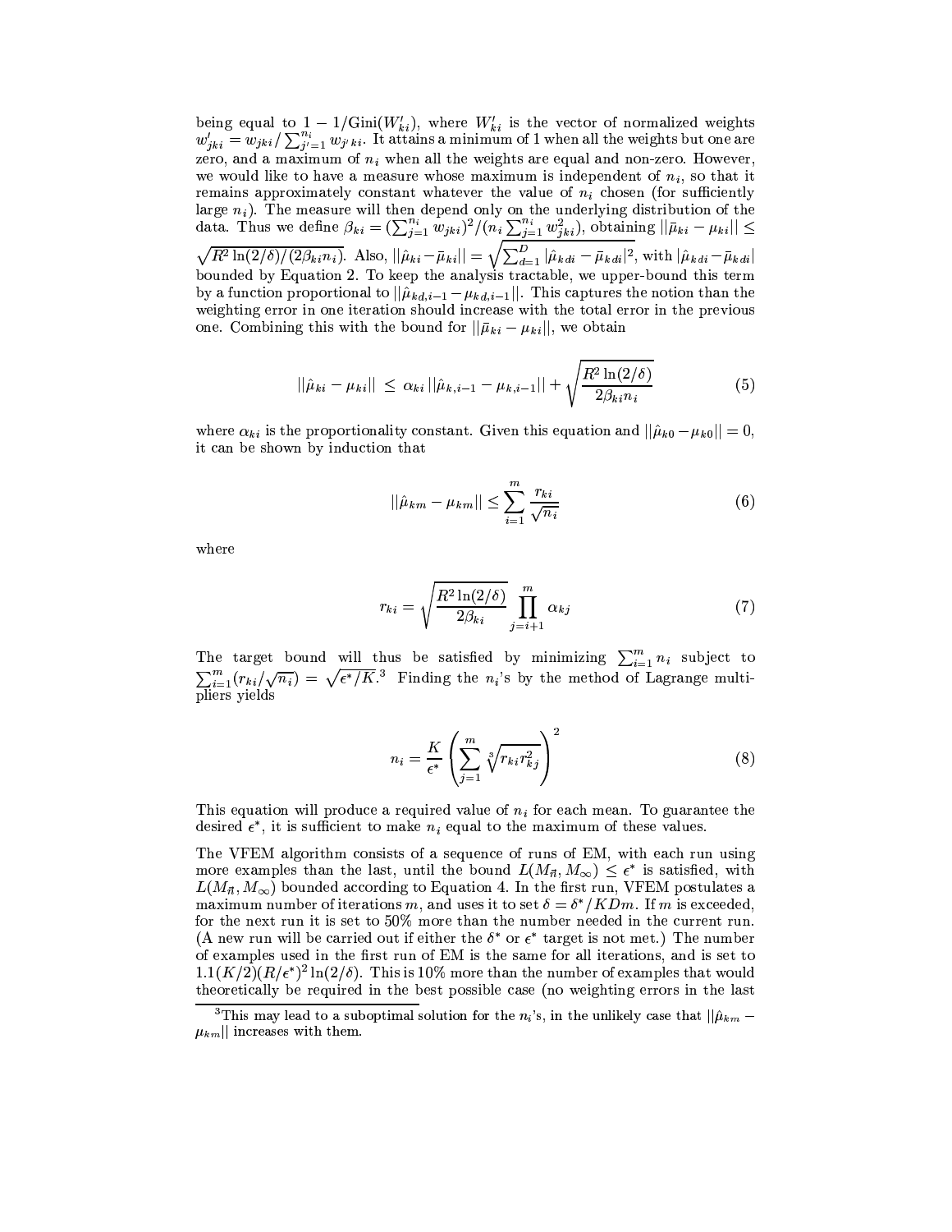being equal to $1 - 1/\text{Gini}(W'_{ki})$, where $W'_{ki}$ is the vector of normalized weights $w'_{jki} = w_{jki} / \sum_{j'=1}^{n_i} w_{j'ki}$. It attains a minimum of 1 when all the weights but one are zero, and a maximum of $n_i$ when all the weights are equal and non-zero. However, we would like to have a measure whose maximum is independent of $n_i$, so that it remains approximately constant whatever the value of $n_i$ chosen (for sufficiently large $n_i$). The measure will then depend only on the underlying distribution of the data. Thus we define $\beta_{ki} = (\sum_{j=1}^{n_i} w_{jki})^2 / (n_i \sum_{j=1}^{n_i} w_{jki}^2)$, obtaining $||\bar{\mu}_{ki} - \mu_{ki}|| \leq \sqrt{R^2 \ln(2/\delta)/(2\beta_{ki} n_i)}$. Also, $||\hat{\mu}_{ki} - \bar{\mu}_{ki}|| = \sqrt{\sum_{d=1}^{D} |\hat{\mu}_{kdi} - \bar{\mu}_{kdi}|^2}$, with $|\hat{\mu}_{kdi} - \bar{\mu}_{kdi}|$ bounded by Equation 2. To keep the analysis tractable, we upper-bound this term by a function proportional to $||\hat{\mu}_{kd,i-1} - \mu_{kd,i-1}||$. This captures the notion than the weighting error in one iteration should increase with the total error in the previous one. Combining this with the bound for $||\bar{\mu}_{ki} - \mu_{ki}||$, we obtain

$$||\hat{\mu}_{ki} - \mu_{ki}|| \ \leq \ \alpha_{ki} \, ||\hat{\mu}_{k,i-1} - \mu_{k,i-1}|| + \sqrt{\frac{R^2 \ln(2/\delta)}{2\beta_{ki} n_i}} \tag{5}$$

where $\alpha_{ki}$ is the proportionality constant. Given this equation and $||\hat{\mu}_{k0} - \mu_{k0}|| = 0$, it can be shown by induction that

$$||\hat{\mu}_{km} - \mu_{km}|| \leq \sum_{i=1}^{m} \frac{r_{ki}}{\sqrt{n_i}} \tag{6}$$

where

$$r_{ki} = \sqrt{\frac{R^2 \ln(2/\delta)}{2\beta_{ki}}} \prod_{j=i+1}^{m} \alpha_{kj} \tag{7}$$

The target bound will thus be satisfied by minimizing $\sum_{i=1}^{m} n_i$ subject to $\sum_{i=1}^{m} (r_{ki}/\sqrt{n_i}) = \sqrt{\epsilon^*/K}$.[3] Finding the $n_i$'s by the method of Lagrange multipliers yields

$$n_i = \frac{K}{\epsilon^*} \left( \sum_{j=1}^{m} \sqrt[3]{r_{ki} r_{kj}^2} \right)^2 \tag{8}$$

This equation will produce a required value of $n_i$ for each mean. To guarantee the desired $\epsilon^*$, it is sufficient to make $n_i$ equal to the maximum of these values.

The VFEM algorithm consists of a sequence of runs of EM, with each run using more examples than the last, until the bound $L(M_{\vec{n}}, M_\infty) \leq \epsilon^*$ is satisfied, with $L(M_{\vec{n}}, M_\infty)$ bounded according to Equation 4. In the first run, VFEM postulates a maximum number of iterations $m$, and uses it to set $\delta = \delta^*/KDm$. If $m$ is exceeded, for the next run it is set to 50% more than the number needed in the current run. (A new run will be carried out if either the $\delta^*$ or $\epsilon^*$ target is not met.) The number of examples used in the first run of EM is the same for all iterations, and is set to $1.1(K/2)(R/\epsilon^*)^2 \ln(2/\delta)$. This is 10% more than the number of examples that would theoretically be required in the best possible case (no weighting errors in the last

[3] This may lead to a suboptimal solution for the $n_i$'s, in the unlikely case that $||\hat{\mu}_{km} - \mu_{km}||$ increases with them.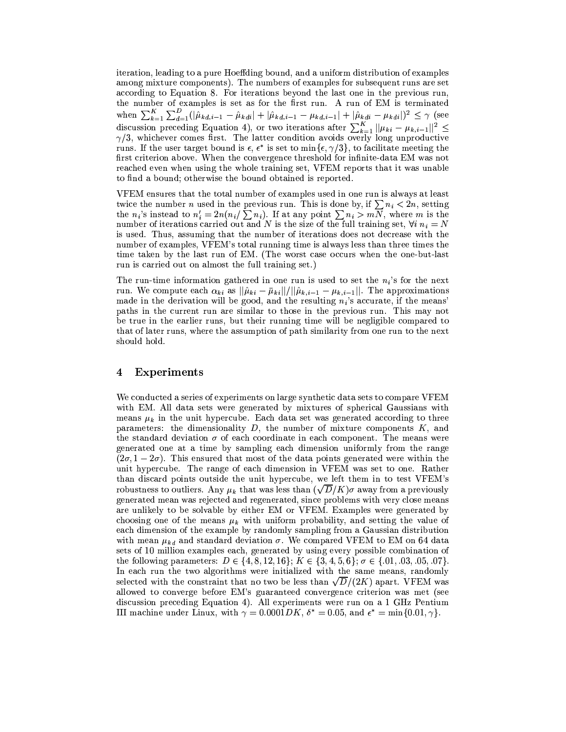iteration, leading to a pure Hoeffding bound, and a uniform distribution of examples among mixture components). The numbers of examples for subsequent runs are set according to Equation 8. For iterations beyond the last one in the previous run, the number of examples is set as for the first run. A run of EM is terminated when $\sum_{k=1}^{K}\sum_{d=1}^{D}(|\hat{\mu}_{kd,i-1} - \hat{\mu}_{kdi}| + |\hat{\mu}_{kd,i-1} - \mu_{kd,i-1}| + |\hat{\mu}_{kdi} - \mu_{kdi}|)^2 \leq \gamma$ (see discussion preceding Equation 4), or two iterations after $\sum_{k=1}^{K}||\mu_{ki} - \mu_{k,i-1}||^2 \leq \gamma/3$, whichever comes first. The latter condition avoids overly long unproductive runs. If the user target bound is $\epsilon$, $\epsilon^*$ is set to $\min\{\epsilon, \gamma/3\}$, to facilitate meeting the first criterion above. When the convergence threshold for infinite-data EM was not reached even when using the whole training set, VFEM reports that it was unable to find a bound; otherwise the bound obtained is reported.

VFEM ensures that the total number of examples used in one run is always at least twice the number $n$ used in the previous run. This is done by, if $\sum n_i < 2n$, setting the $n_i$'s instead to $n'_i = 2n(n_i/\sum n_i)$. If at any point $\sum n_i > mN$, where $m$ is the number of iterations carried out and $N$ is the size of the full training set, $\forall i\ n_i = N$ is used. Thus, assuming that the number of iterations does not decrease with the number of examples, VFEM's total running time is always less than three times the time taken by the last run of EM. (The worst case occurs when the one-but-last run is carried out on almost the full training set.)

The run-time information gathered in one run is used to set the $n_i$'s for the next run. We compute each $\alpha_{ki}$ as $||\hat{\mu}_{ki} - \bar{\mu}_{ki}||/||\hat{\mu}_{k,i-1} - \mu_{k,i-1}||$. The approximations made in the derivation will be good, and the resulting $n_i$'s accurate, if the means' paths in the current run are similar to those in the previous run. This may not be true in the earlier runs, but their running time will be negligible compared to that of later runs, where the assumption of path similarity from one run to the next should hold.

## 4 Experiments

We conducted a series of experiments on large synthetic data sets to compare VFEM with EM. All data sets were generated by mixtures of spherical Gaussians with means $\mu_k$ in the unit hypercube. Each data set was generated according to three parameters: the dimensionality $D$, the number of mixture components $K$, and the standard deviation $\sigma$ of each coordinate in each component. The means were generated one at a time by sampling each dimension uniformly from the range $(2\sigma, 1-2\sigma)$. This ensured that most of the data points generated were within the unit hypercube. The range of each dimension in VFEM was set to one. Rather than discard points outside the unit hypercube, we left them in to test VFEM's robustness to outliers. Any $\mu_k$ that was less than $(\sqrt{D}/K)\sigma$ away from a previously generated mean was rejected and regenerated, since problems with very close means are unlikely to be solvable by either EM or VFEM. Examples were generated by choosing one of the means $\mu_k$ with uniform probability, and setting the value of each dimension of the example by randomly sampling from a Gaussian distribution with mean $\mu_{kd}$ and standard deviation $\sigma$. We compared VFEM to EM on 64 data sets of 10 million examples each, generated by using every possible combination of the following parameters: $D \in \{4, 8, 12, 16\}$; $K \in \{3, 4, 5, 6\}$; $\sigma \in \{.01, .03, .05, .07\}$. In each run the two algorithms were initialized with the same means, randomly selected with the constraint that no two be less than $\sqrt{D}/(2K)$ apart. VFEM was allowed to converge before EM's guaranteed convergence criterion was met (see discussion preceding Equation 4). All experiments were run on a 1 GHz Pentium III machine under Linux, with $\gamma = 0.0001DK$, $\delta^* = 0.05$, and $\epsilon^* = \min\{0.01, \gamma\}$.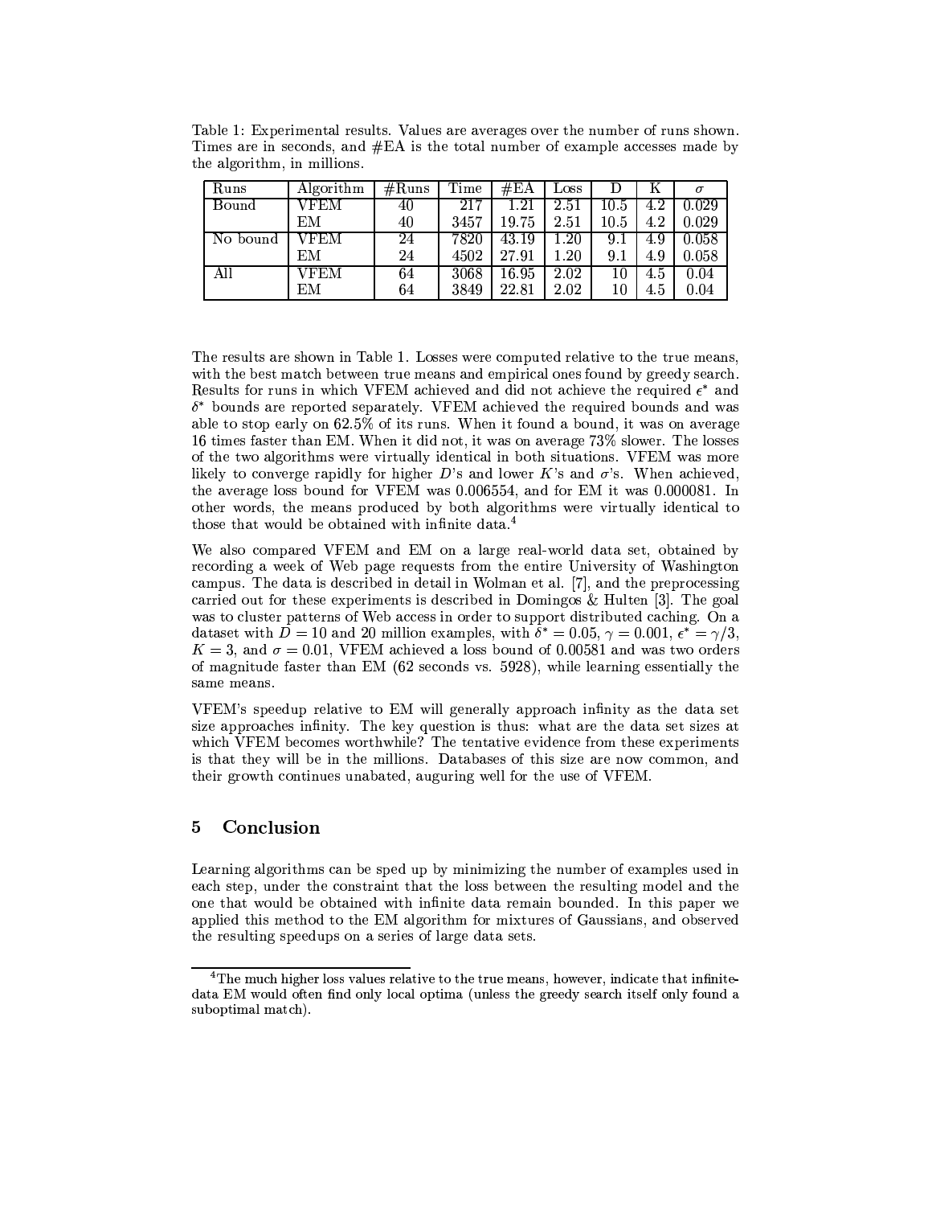Table 1: Experimental results. Values are averages over the number of runs shown. Times are in seconds, and #EA is the total number of example accesses made by the algorithm, in millions.

| Runs | Algorithm | #Runs | Time | #EA | Loss | D | K | $\sigma$ |
|---|---|---|---|---|---|---|---|---|
| Bound | VFEM | 40 | 217 | 1.21 | 2.51 | 10.5 | 4.2 | 0.029 |
| | EM | 40 | 3457 | 19.75 | 2.51 | 10.5 | 4.2 | 0.029 |
| No bound | VFEM | 24 | 7820 | 43.19 | 1.20 | 9.1 | 4.9 | 0.058 |
| | EM | 24 | 4502 | 27.91 | 1.20 | 9.1 | 4.9 | 0.058 |
| All | VFEM | 64 | 3068 | 16.95 | 2.02 | 10 | 4.5 | 0.04 |
| | EM | 64 | 3849 | 22.81 | 2.02 | 10 | 4.5 | 0.04 |

The results are shown in Table 1. Losses were computed relative to the true means, with the best match between true means and empirical ones found by greedy search. Results for runs in which VFEM achieved and did not achieve the required $\epsilon^*$ and $\delta^*$ bounds are reported separately. VFEM achieved the required bounds and was able to stop early on 62.5% of its runs. When it found a bound, it was on average 16 times faster than EM. When it did not, it was on average 73% slower. The losses of the two algorithms were virtually identical in both situations. VFEM was more likely to converge rapidly for higher $D$'s and lower $K$'s and $\sigma$'s. When achieved, the average loss bound for VFEM was 0.006554, and for EM it was 0.000081. In other words, the means produced by both algorithms were virtually identical to those that would be obtained with infinite data.[4]

We also compared VFEM and EM on a large real-world data set, obtained by recording a week of Web page requests from the entire University of Washington campus. The data is described in detail in Wolman et al. [7], and the preprocessing carried out for these experiments is described in Domingos & Hulten [3]. The goal was to cluster patterns of Web access in order to support distributed caching. On a dataset with $D = 10$ and 20 million examples, with $\delta^* = 0.05$, $\gamma = 0.001$, $\epsilon^* = \gamma/3$, $K = 3$, and $\sigma = 0.01$, VFEM achieved a loss bound of 0.00581 and was two orders of magnitude faster than EM (62 seconds vs. 5928), while learning essentially the same means.

VFEM's speedup relative to EM will generally approach infinity as the data set size approaches infinity. The key question is thus: what are the data set sizes at which VFEM becomes worthwhile? The tentative evidence from these experiments is that they will be in the millions. Databases of this size are now common, and their growth continues unabated, auguring well for the use of VFEM.

## 5 Conclusion

Learning algorithms can be sped up by minimizing the number of examples used in each step, under the constraint that the loss between the resulting model and the one that would be obtained with infinite data remain bounded. In this paper we applied this method to the EM algorithm for mixtures of Gaussians, and observed the resulting speedups on a series of large data sets.

[4] The much higher loss values relative to the true means, however, indicate that infinite-data EM would often find only local optima (unless the greedy search itself only found a suboptimal match).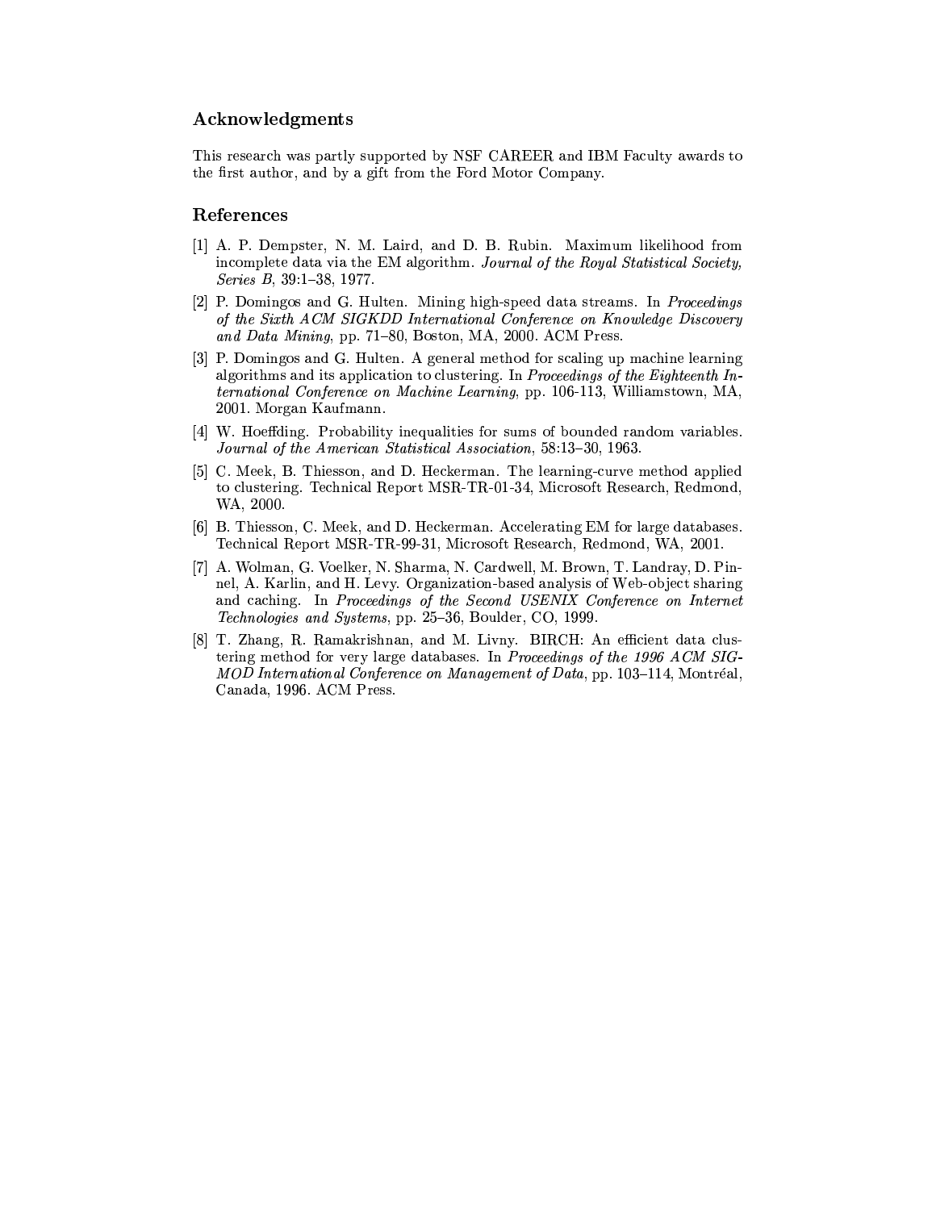## Acknowledgments

This research was partly supported by NSF CAREER and IBM Faculty awards to the first author, and by a gift from the Ford Motor Company.

## References

[1] A. P. Dempster, N. M. Laird, and D. B. Rubin. Maximum likelihood from incomplete data via the EM algorithm. *Journal of the Royal Statistical Society, Series B*, 39:1–38, 1977.

[2] P. Domingos and G. Hulten. Mining high-speed data streams. In *Proceedings of the Sixth ACM SIGKDD International Conference on Knowledge Discovery and Data Mining*, pp. 71–80, Boston, MA, 2000. ACM Press.

[3] P. Domingos and G. Hulten. A general method for scaling up machine learning algorithms and its application to clustering. In *Proceedings of the Eighteenth International Conference on Machine Learning*, pp. 106-113, Williamstown, MA, 2001. Morgan Kaufmann.

[4] W. Hoeffding. Probability inequalities for sums of bounded random variables. *Journal of the American Statistical Association*, 58:13–30, 1963.

[5] C. Meek, B. Thiesson, and D. Heckerman. The learning-curve method applied to clustering. Technical Report MSR-TR-01-34, Microsoft Research, Redmond, WA, 2000.

[6] B. Thiesson, C. Meek, and D. Heckerman. Accelerating EM for large databases. Technical Report MSR-TR-99-31, Microsoft Research, Redmond, WA, 2001.

[7] A. Wolman, G. Voelker, N. Sharma, N. Cardwell, M. Brown, T. Landray, D. Pinnel, A. Karlin, and H. Levy. Organization-based analysis of Web-object sharing and caching. In *Proceedings of the Second USENIX Conference on Internet Technologies and Systems*, pp. 25–36, Boulder, CO, 1999.

[8] T. Zhang, R. Ramakrishnan, and M. Livny. BIRCH: An efficient data clustering method for very large databases. In *Proceedings of the 1996 ACM SIGMOD International Conference on Management of Data*, pp. 103–114, Montréal, Canada, 1996. ACM Press.